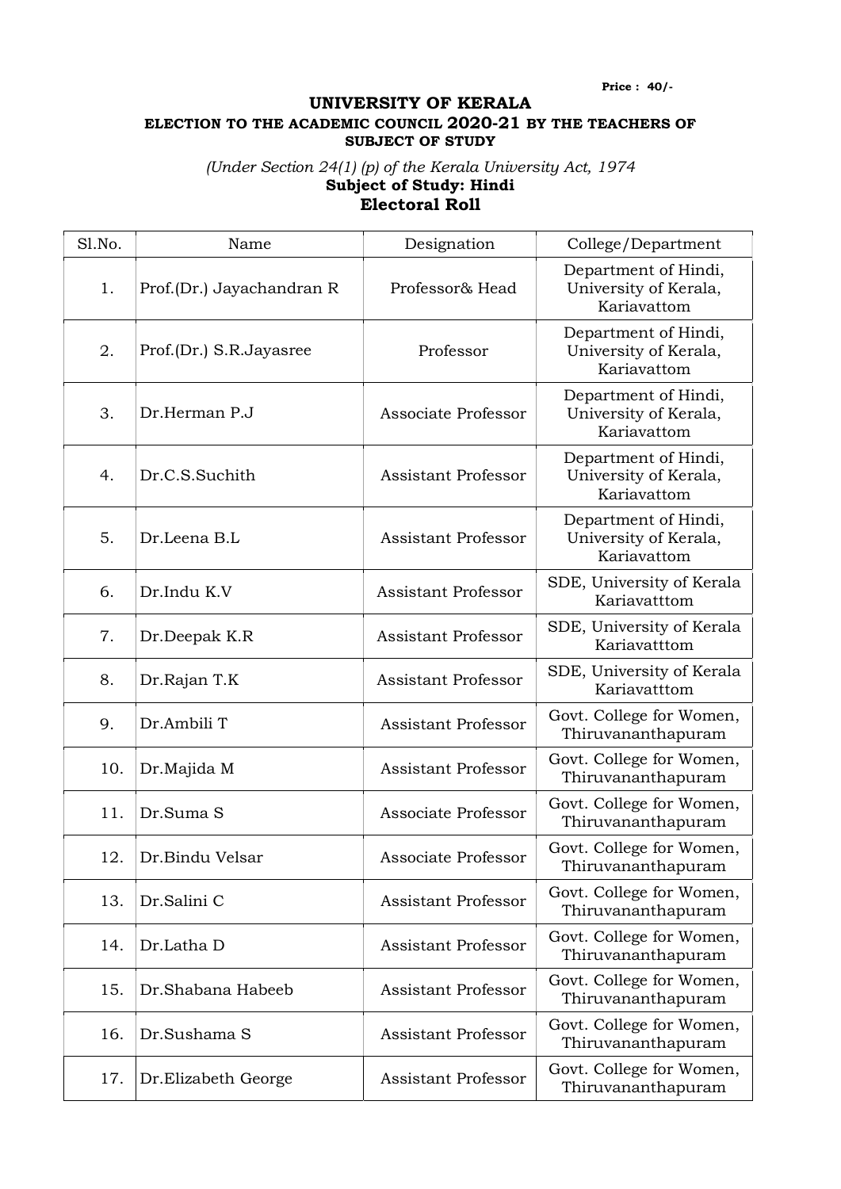**Price : 40/-**

# UNIVERSITY OF KERALA

## ELECTION TO THE ACADEMIC COUNCIL 2020-21 BY THE TEACHERS OF SUBJECT OF STUDY

*(Under Section 24(1) (p) of the Kerala University Act, 1974*

**Subject of Study: Hindi**

**Electoral Roll**

| Sl.No. | Name | Designation | College/Department |
|---|---|---|---|
| 1. | Prof.(Dr.) Jayachandran R | Professor& Head | Department of Hindi, University of Kerala, Kariavattom |
| 2. | Prof.(Dr.) S.R.Jayasree | Professor | Department of Hindi, University of Kerala, Kariavattom |
| 3. | Dr.Herman P.J | Associate Professor | Department of Hindi, University of Kerala, Kariavattom |
| 4. | Dr.C.S.Suchith | Assistant Professor | Department of Hindi, University of Kerala, Kariavattom |
| 5. | Dr.Leena B.L | Assistant Professor | Department of Hindi, University of Kerala, Kariavattom |
| 6. | Dr.Indu K.V | Assistant Professor | SDE, University of Kerala Kariavatttom |
| 7. | Dr.Deepak K.R | Assistant Professor | SDE, University of Kerala Kariavatttom |
| 8. | Dr.Rajan T.K | Assistant Professor | SDE, University of Kerala Kariavatttom |
| 9. | Dr.Ambili T | Assistant Professor | Govt. College for Women, Thiruvananthapuram |
| 10. | Dr.Majida M | Assistant Professor | Govt. College for Women, Thiruvananthapuram |
| 11. | Dr.Suma S | Associate Professor | Govt. College for Women, Thiruvananthapuram |
| 12. | Dr.Bindu Velsar | Associate Professor | Govt. College for Women, Thiruvananthapuram |
| 13. | Dr.Salini C | Assistant Professor | Govt. College for Women, Thiruvananthapuram |
| 14. | Dr.Latha D | Assistant Professor | Govt. College for Women, Thiruvananthapuram |
| 15. | Dr.Shabana Habeeb | Assistant Professor | Govt. College for Women, Thiruvananthapuram |
| 16. | Dr.Sushama S | Assistant Professor | Govt. College for Women, Thiruvananthapuram |
| 17. | Dr.Elizabeth George | Assistant Professor | Govt. College for Women, Thiruvananthapuram |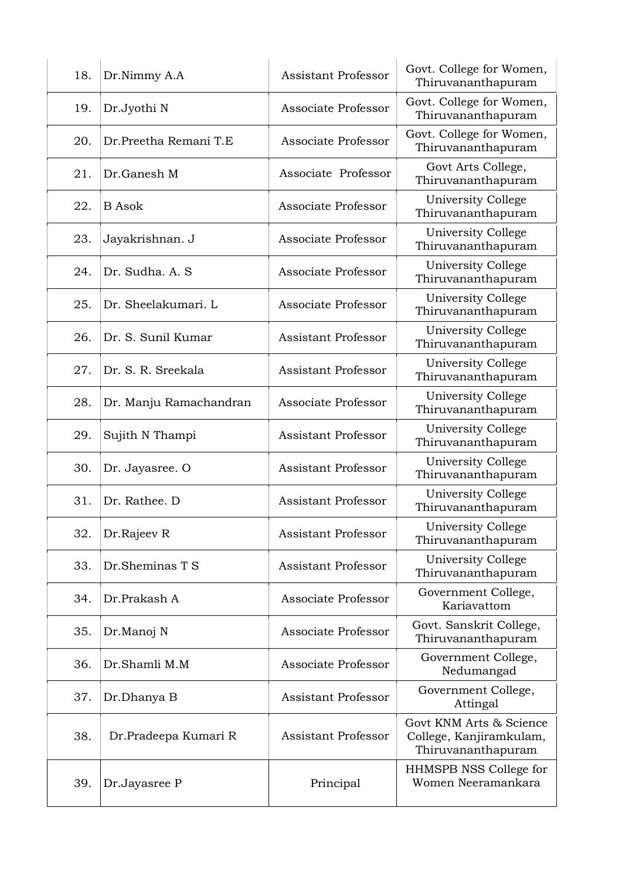| | | | |
|---|---|---|---|
| 18. | Dr.Nimmy A.A | Assistant Professor | Govt. College for Women, Thiruvananthapuram |
| 19. | Dr.Jyothi N | Associate Professor | Govt. College for Women, Thiruvananthapuram |
| 20. | Dr.Preetha Remani T.E | Associate Professor | Govt. College for Women, Thiruvananthapuram |
| 21. | Dr.Ganesh M | Associate Professor | Govt Arts College, Thiruvananthapuram |
| 22. | B Asok | Associate Professor | University College Thiruvananthapuram |
| 23. | Jayakrishnan. J | Associate Professor | University College Thiruvananthapuram |
| 24. | Dr. Sudha. A. S | Associate Professor | University College Thiruvananthapuram |
| 25. | Dr. Sheelakumari. L | Associate Professor | University College Thiruvananthapuram |
| 26. | Dr. S. Sunil Kumar | Assistant Professor | University College Thiruvananthapuram |
| 27. | Dr. S. R. Sreekala | Assistant Professor | University College Thiruvananthapuram |
| 28. | Dr. Manju Ramachandran | Associate Professor | University College Thiruvananthapuram |
| 29. | Sujith N Thampi | Assistant Professor | University College Thiruvananthapuram |
| 30. | Dr. Jayasree. O | Assistant Professor | University College Thiruvananthapuram |
| 31. | Dr. Rathee. D | Assistant Professor | University College Thiruvananthapuram |
| 32. | Dr.Rajeev R | Assistant Professor | University College Thiruvananthapuram |
| 33. | Dr.Sheminas T S | Assistant Professor | University College Thiruvananthapuram |
| 34. | Dr.Prakash A | Associate Professor | Government College, Kariavattom |
| 35. | Dr.Manoj N | Associate Professor | Govt. Sanskrit College, Thiruvananthapuram |
| 36. | Dr.Shamli M.M | Associate Professor | Government College, Nedumangad |
| 37. | Dr.Dhanya B | Assistant Professor | Government College, Attingal |
| 38. | Dr.Pradeepa Kumari R | Assistant Professor | Govt KNM Arts & Science College, Kanjiramkulam, Thiruvananthapuram |
| 39. | Dr.Jayasree P | Principal | HHMSPB NSS College for Women Neeramankara |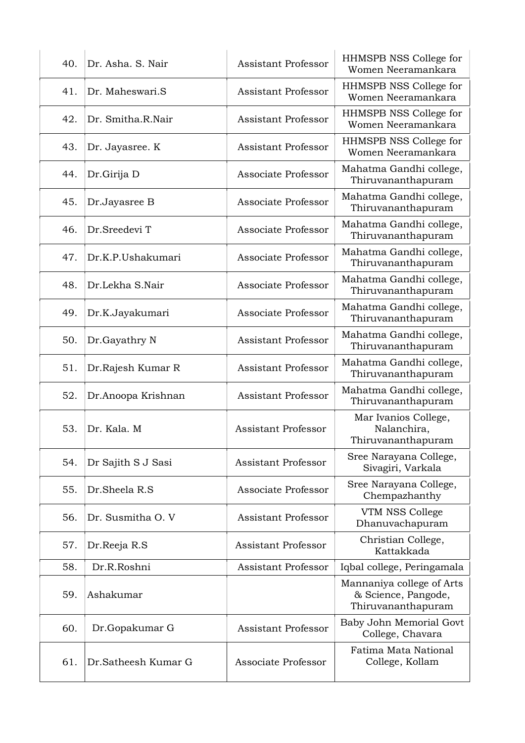| 40. | Dr. Asha. S. Nair | Assistant Professor | HHMSPB NSS College for Women Neeramankara |
|---|---|---|---|
| 41. | Dr. Maheswari.S | Assistant Professor | HHMSPB NSS College for Women Neeramankara |
| 42. | Dr. Smitha.R.Nair | Assistant Professor | HHMSPB NSS College for Women Neeramankara |
| 43. | Dr. Jayasree. K | Assistant Professor | HHMSPB NSS College for Women Neeramankara |
| 44. | Dr.Girija D | Associate Professor | Mahatma Gandhi college, Thiruvananthapuram |
| 45. | Dr.Jayasree B | Associate Professor | Mahatma Gandhi college, Thiruvananthapuram |
| 46. | Dr.Sreedevi T | Associate Professor | Mahatma Gandhi college, Thiruvananthapuram |
| 47. | Dr.K.P.Ushakumari | Associate Professor | Mahatma Gandhi college, Thiruvananthapuram |
| 48. | Dr.Lekha S.Nair | Associate Professor | Mahatma Gandhi college, Thiruvananthapuram |
| 49. | Dr.K.Jayakumari | Associate Professor | Mahatma Gandhi college, Thiruvananthapuram |
| 50. | Dr.Gayathry N | Assistant Professor | Mahatma Gandhi college, Thiruvananthapuram |
| 51. | Dr.Rajesh Kumar R | Assistant Professor | Mahatma Gandhi college, Thiruvananthapuram |
| 52. | Dr.Anoopa Krishnan | Assistant Professor | Mahatma Gandhi college, Thiruvananthapuram |
| 53. | Dr. Kala. M | Assistant Professor | Mar Ivanios College, Nalanchira, Thiruvananthapuram |
| 54. | Dr Sajith S J Sasi | Assistant Professor | Sree Narayana College, Sivagiri, Varkala |
| 55. | Dr.Sheela R.S | Associate Professor | Sree Narayana College, Chempazhanthy |
| 56. | Dr. Susmitha O. V | Assistant Professor | VTM NSS College Dhanuvachapuram |
| 57. | Dr.Reeja R.S | Assistant Professor | Christian College, Kattakkada |
| 58. | Dr.R.Roshni | Assistant Professor | Iqbal college, Peringamala |
| 59. | Ashakumar | | Mannaniya college of Arts & Science, Pangode, Thiruvananthapuram |
| 60. | Dr.Gopakumar G | Assistant Professor | Baby John Memorial Govt College, Chavara |
| 61. | Dr.Satheesh Kumar G | Associate Professor | Fatima Mata National College, Kollam |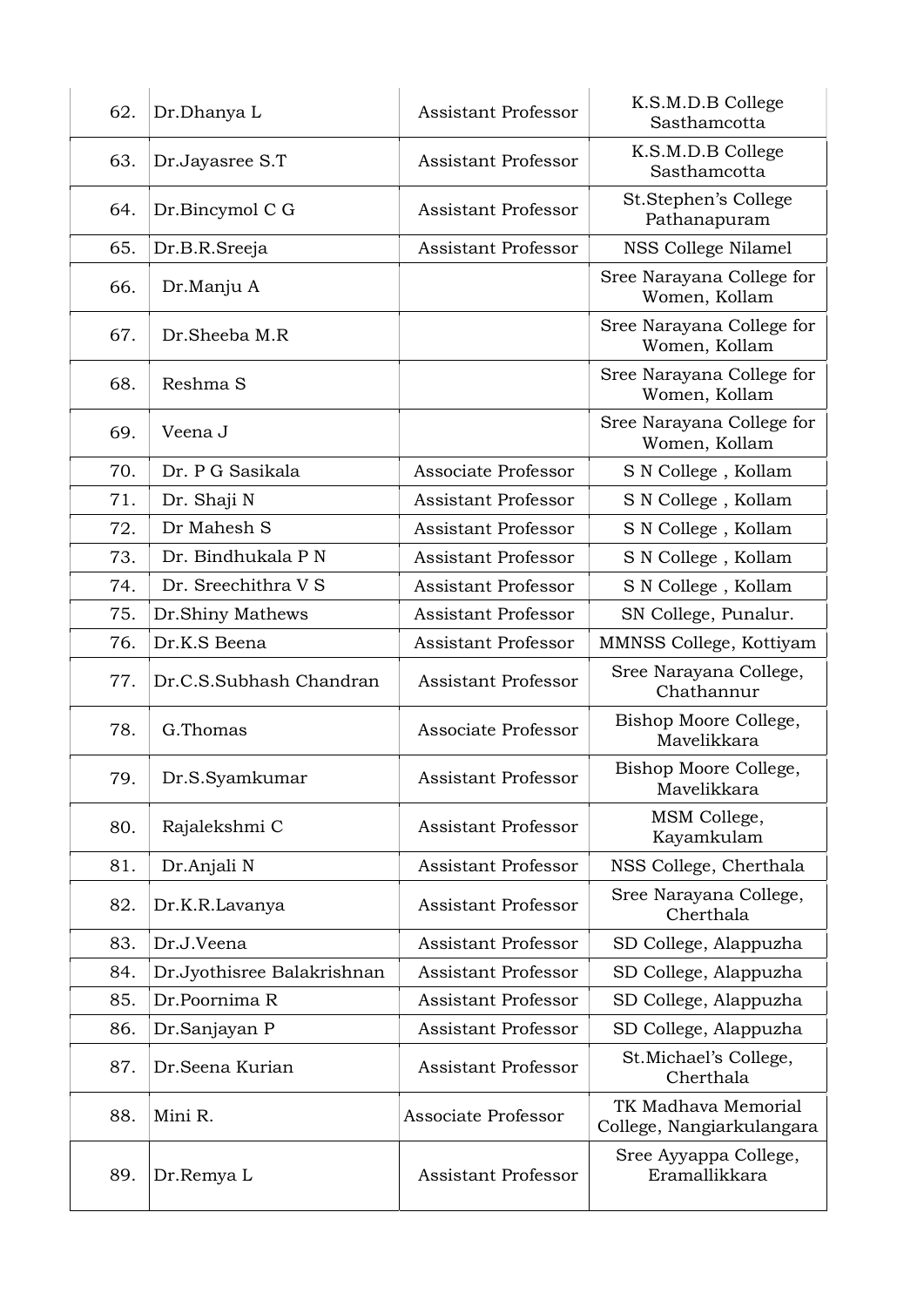| | | | |
|---|---|---|---|
| 62. | Dr.Dhanya L | Assistant Professor | K.S.M.D.B College Sasthamcotta |
| 63. | Dr.Jayasree S.T | Assistant Professor | K.S.M.D.B College Sasthamcotta |
| 64. | Dr.Bincymol C G | Assistant Professor | St.Stephen's College Pathanapuram |
| 65. | Dr.B.R.Sreeja | Assistant Professor | NSS College Nilamel |
| 66. | Dr.Manju A | | Sree Narayana College for Women, Kollam |
| 67. | Dr.Sheeba M.R | | Sree Narayana College for Women, Kollam |
| 68. | Reshma S | | Sree Narayana College for Women, Kollam |
| 69. | Veena J | | Sree Narayana College for Women, Kollam |
| 70. | Dr. P G Sasikala | Associate Professor | S N College , Kollam |
| 71. | Dr. Shaji N | Assistant Professor | S N College , Kollam |
| 72. | Dr Mahesh S | Assistant Professor | S N College , Kollam |
| 73. | Dr. Bindhukala P N | Assistant Professor | S N College , Kollam |
| 74. | Dr. Sreechithra V S | Assistant Professor | S N College , Kollam |
| 75. | Dr.Shiny Mathews | Assistant Professor | SN College, Punalur. |
| 76. | Dr.K.S Beena | Assistant Professor | MMNSS College, Kottiyam |
| 77. | Dr.C.S.Subhash Chandran | Assistant Professor | Sree Narayana College, Chathannur |
| 78. | G.Thomas | Associate Professor | Bishop Moore College, Mavelikkara |
| 79. | Dr.S.Syamkumar | Assistant Professor | Bishop Moore College, Mavelikkara |
| 80. | Rajalekshmi C | Assistant Professor | MSM College, Kayamkulam |
| 81. | Dr.Anjali N | Assistant Professor | NSS College, Cherthala |
| 82. | Dr.K.R.Lavanya | Assistant Professor | Sree Narayana College, Cherthala |
| 83. | Dr.J.Veena | Assistant Professor | SD College, Alappuzha |
| 84. | Dr.Jyothisree Balakrishnan | Assistant Professor | SD College, Alappuzha |
| 85. | Dr.Poornima R | Assistant Professor | SD College, Alappuzha |
| 86. | Dr.Sanjayan P | Assistant Professor | SD College, Alappuzha |
| 87. | Dr.Seena Kurian | Assistant Professor | St.Michael's College, Cherthala |
| 88. | Mini R. | Associate Professor | TK Madhava Memorial College, Nangiarkulangara |
| 89. | Dr.Remya L | Assistant Professor | Sree Ayyappa College, Eramallikkara |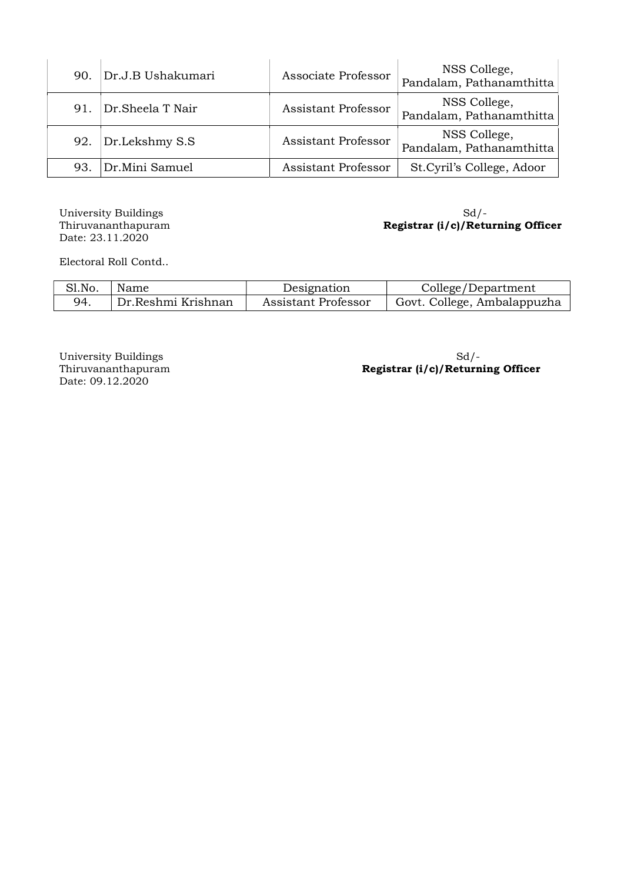| | | | |
|---|---|---|---|
| 90. | Dr.J.B Ushakumari | Associate Professor | NSS College, Pandalam, Pathanamthitta |
| 91. | Dr.Sheela T Nair | Assistant Professor | NSS College, Pandalam, Pathanamthitta |
| 92. | Dr.Lekshmy S.S | Assistant Professor | NSS College, Pandalam, Pathanamthitta |
| 93. | Dr.Mini Samuel | Assistant Professor | St.Cyril's College, Adoor |

University Buildings
Thiruvananthapuram
Date: 23.11.2020

Sd/-
**Registrar (i/c)/Returning Officer**

Electoral Roll Contd..

| Sl.No. | Name | Designation | College/Department |
|---|---|---|---|
| 94. | Dr.Reshmi Krishnan | Assistant Professor | Govt. College, Ambalappuzha |

University Buildings
Thiruvananthapuram
Date: 09.12.2020

Sd/-
**Registrar (i/c)/Returning Officer**